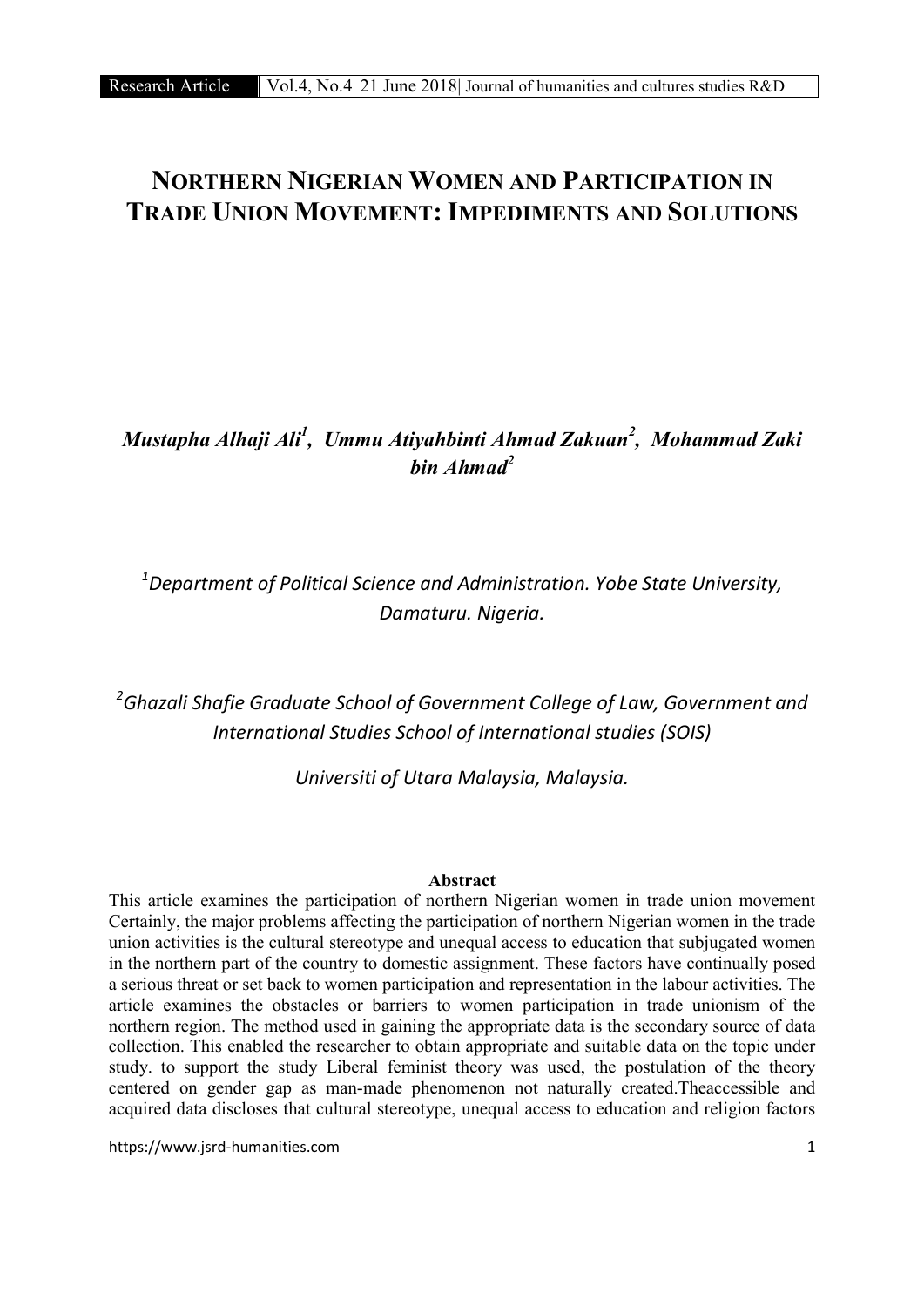# NORTHERN NIGERIAN WOMEN AND PARTICIPATION IN TRADE UNION MOVEMENT: IMPEDIMENTS AND SOLUTIONS

***Mustapha Alhaji Ali[1], Ummu Atiyahbinti Ahmad Zakuan[2], Mohammad Zaki bin Ahmad[2]***

[1]*Department of Political Science and Administration. Yobe State University, Damaturu. Nigeria.*

[2]*Ghazali Shafie Graduate School of Government College of Law, Government and International Studies School of International studies (SOIS)*

*Universiti of Utara Malaysia, Malaysia.*

**Abstract**

This article examines the participation of northern Nigerian women in trade union movement Certainly, the major problems affecting the participation of northern Nigerian women in the trade union activities is the cultural stereotype and unequal access to education that subjugated women in the northern part of the country to domestic assignment. These factors have continually posed a serious threat or set back to women participation and representation in the labour activities. The article examines the obstacles or barriers to women participation in trade unionism of the northern region. The method used in gaining the appropriate data is the secondary source of data collection. This enabled the researcher to obtain appropriate and suitable data on the topic under study. to support the study Liberal feminist theory was used, the postulation of the theory centered on gender gap as man-made phenomenon not naturally created.Theaccessible and acquired data discloses that cultural stereotype, unequal access to education and religion factors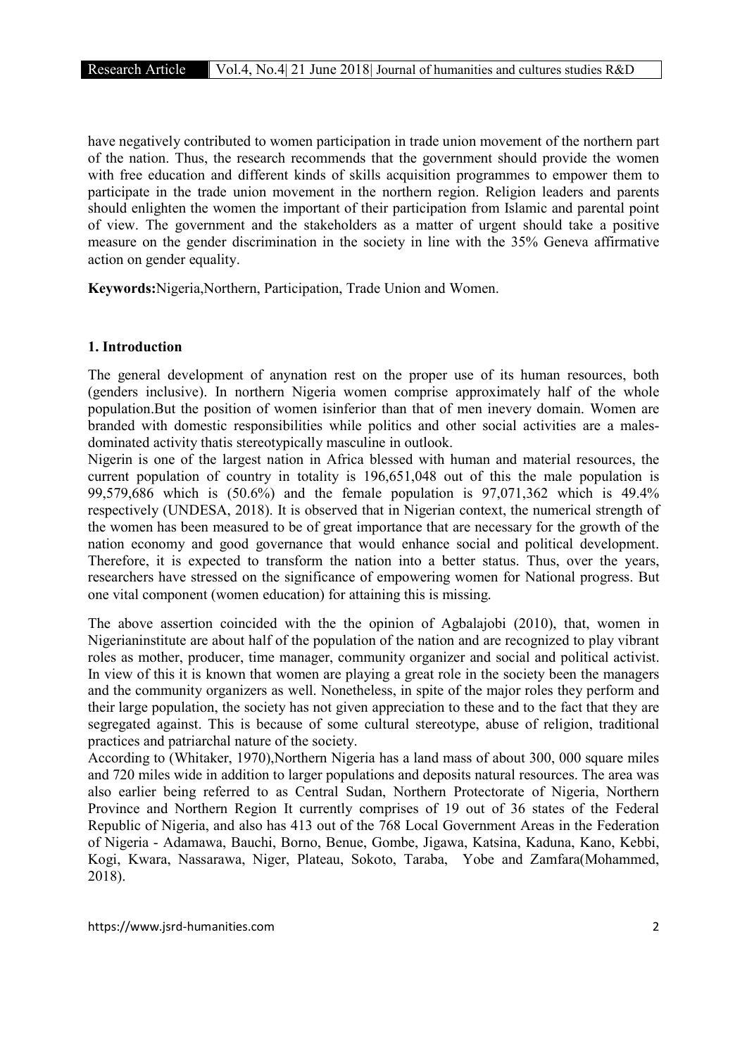have negatively contributed to women participation in trade union movement of the northern part of the nation. Thus, the research recommends that the government should provide the women with free education and different kinds of skills acquisition programmes to empower them to participate in the trade union movement in the northern region. Religion leaders and parents should enlighten the women the important of their participation from Islamic and parental point of view. The government and the stakeholders as a matter of urgent should take a positive measure on the gender discrimination in the society in line with the 35% Geneva affirmative action on gender equality.

**Keywords:**Nigeria,Northern, Participation, Trade Union and Women.

## 1. Introduction

The general development of anynation rest on the proper use of its human resources, both (genders inclusive). In northern Nigeria women comprise approximately half of the whole population.But the position of women isinferior than that of men inevery domain. Women are branded with domestic responsibilities while politics and other social activities are a males-dominated activity thatis stereotypically masculine in outlook.

Nigerin is one of the largest nation in Africa blessed with human and material resources, the current population of country in totality is 196,651,048 out of this the male population is 99,579,686 which is (50.6%) and the female population is 97,071,362 which is 49.4% respectively (UNDESA, 2018). It is observed that in Nigerian context, the numerical strength of the women has been measured to be of great importance that are necessary for the growth of the nation economy and good governance that would enhance social and political development. Therefore, it is expected to transform the nation into a better status. Thus, over the years, researchers have stressed on the significance of empowering women for National progress. But one vital component (women education) for attaining this is missing.

The above assertion coincided with the the opinion of Agbalajobi (2010), that, women in Nigerianinstitute are about half of the population of the nation and are recognized to play vibrant roles as mother, producer, time manager, community organizer and social and political activist. In view of this it is known that women are playing a great role in the society been the managers and the community organizers as well. Nonetheless, in spite of the major roles they perform and their large population, the society has not given appreciation to these and to the fact that they are segregated against. This is because of some cultural stereotype, abuse of religion, traditional practices and patriarchal nature of the society.

According to (Whitaker, 1970),Northern Nigeria has a land mass of about 300, 000 square miles and 720 miles wide in addition to larger populations and deposits natural resources. The area was also earlier being referred to as Central Sudan, Northern Protectorate of Nigeria, Northern Province and Northern Region It currently comprises of 19 out of 36 states of the Federal Republic of Nigeria, and also has 413 out of the 768 Local Government Areas in the Federation of Nigeria - Adamawa, Bauchi, Borno, Benue, Gombe, Jigawa, Katsina, Kaduna, Kano, Kebbi, Kogi, Kwara, Nassarawa, Niger, Plateau, Sokoto, Taraba, Yobe and Zamfara(Mohammed, 2018).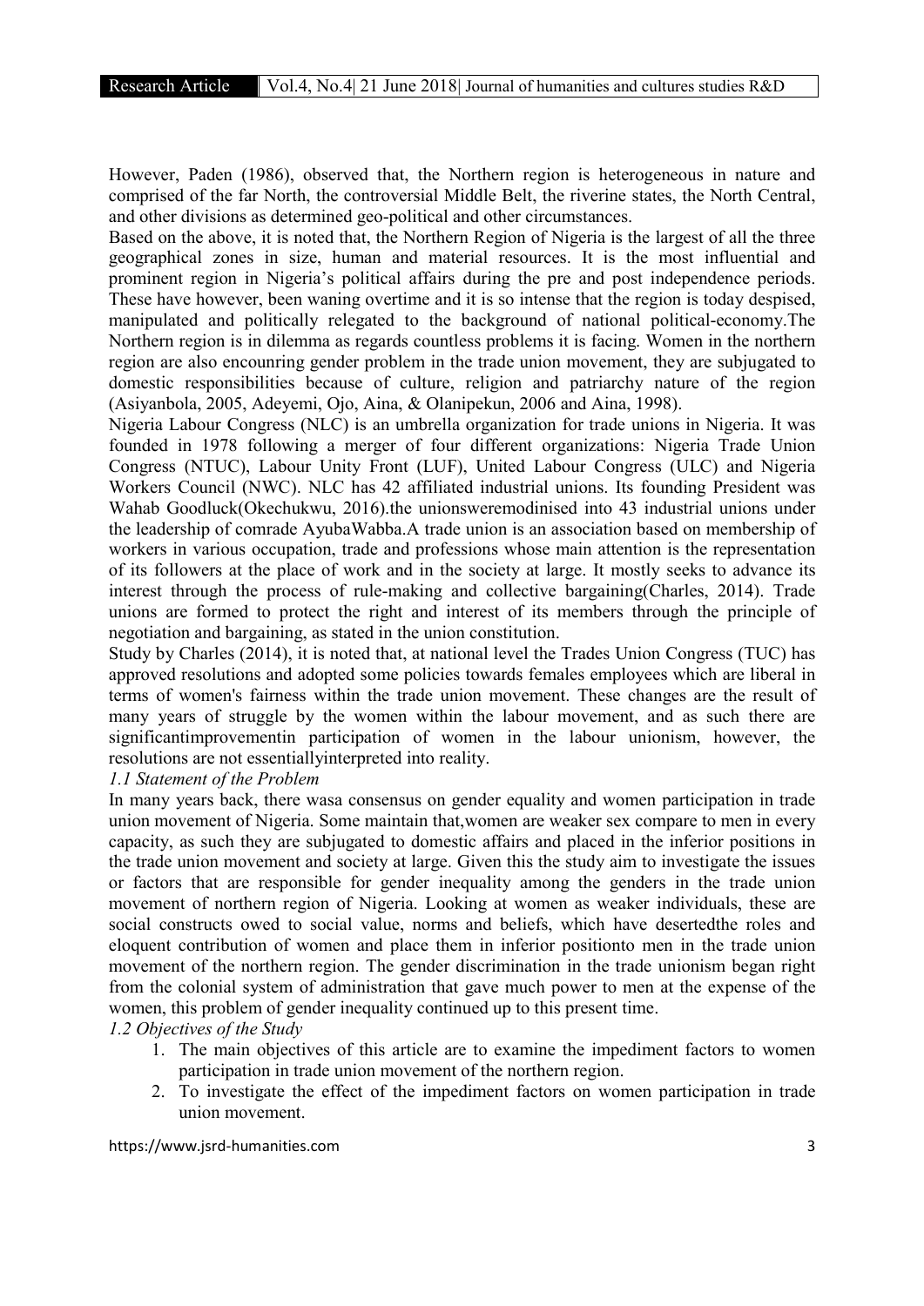However, Paden (1986), observed that, the Northern region is heterogeneous in nature and comprised of the far North, the controversial Middle Belt, the riverine states, the North Central, and other divisions as determined geo-political and other circumstances.

Based on the above, it is noted that, the Northern Region of Nigeria is the largest of all the three geographical zones in size, human and material resources. It is the most influential and prominent region in Nigeria's political affairs during the pre and post independence periods. These have however, been waning overtime and it is so intense that the region is today despised, manipulated and politically relegated to the background of national political-economy.The Northern region is in dilemma as regards countless problems it is facing. Women in the northern region are also encounring gender problem in the trade union movement, they are subjugated to domestic responsibilities because of culture, religion and patriarchy nature of the region (Asiyanbola, 2005, Adeyemi, Ojo, Aina, & Olanipekun, 2006 and Aina, 1998).

Nigeria Labour Congress (NLC) is an umbrella organization for trade unions in Nigeria. It was founded in 1978 following a merger of four different organizations: Nigeria Trade Union Congress (NTUC), Labour Unity Front (LUF), United Labour Congress (ULC) and Nigeria Workers Council (NWC). NLC has 42 affiliated industrial unions. Its founding President was Wahab Goodluck(Okechukwu, 2016).the unionsweremodinised into 43 industrial unions under the leadership of comrade AyubaWabba.A trade union is an association based on membership of workers in various occupation, trade and professions whose main attention is the representation of its followers at the place of work and in the society at large. It mostly seeks to advance its interest through the process of rule-making and collective bargaining(Charles, 2014). Trade unions are formed to protect the right and interest of its members through the principle of negotiation and bargaining, as stated in the union constitution.

Study by Charles (2014), it is noted that, at national level the Trades Union Congress (TUC) has approved resolutions and adopted some policies towards females employees which are liberal in terms of women's fairness within the trade union movement. These changes are the result of many years of struggle by the women within the labour movement, and as such there are significantimprovementin participation of women in the labour unionism, however, the resolutions are not essentiallyinterpreted into reality.

### *1.1 Statement of the Problem*

In many years back, there wasa consensus on gender equality and women participation in trade union movement of Nigeria. Some maintain that,women are weaker sex compare to men in every capacity, as such they are subjugated to domestic affairs and placed in the inferior positions in the trade union movement and society at large. Given this the study aim to investigate the issues or factors that are responsible for gender inequality among the genders in the trade union movement of northern region of Nigeria. Looking at women as weaker individuals, these are social constructs owed to social value, norms and beliefs, which have desertedthe roles and eloquent contribution of women and place them in inferior positionto men in the trade union movement of the northern region. The gender discrimination in the trade unionism began right from the colonial system of administration that gave much power to men at the expense of the women, this problem of gender inequality continued up to this present time.

### *1.2 Objectives of the Study*

1. The main objectives of this article are to examine the impediment factors to women participation in trade union movement of the northern region.
2. To investigate the effect of the impediment factors on women participation in trade union movement.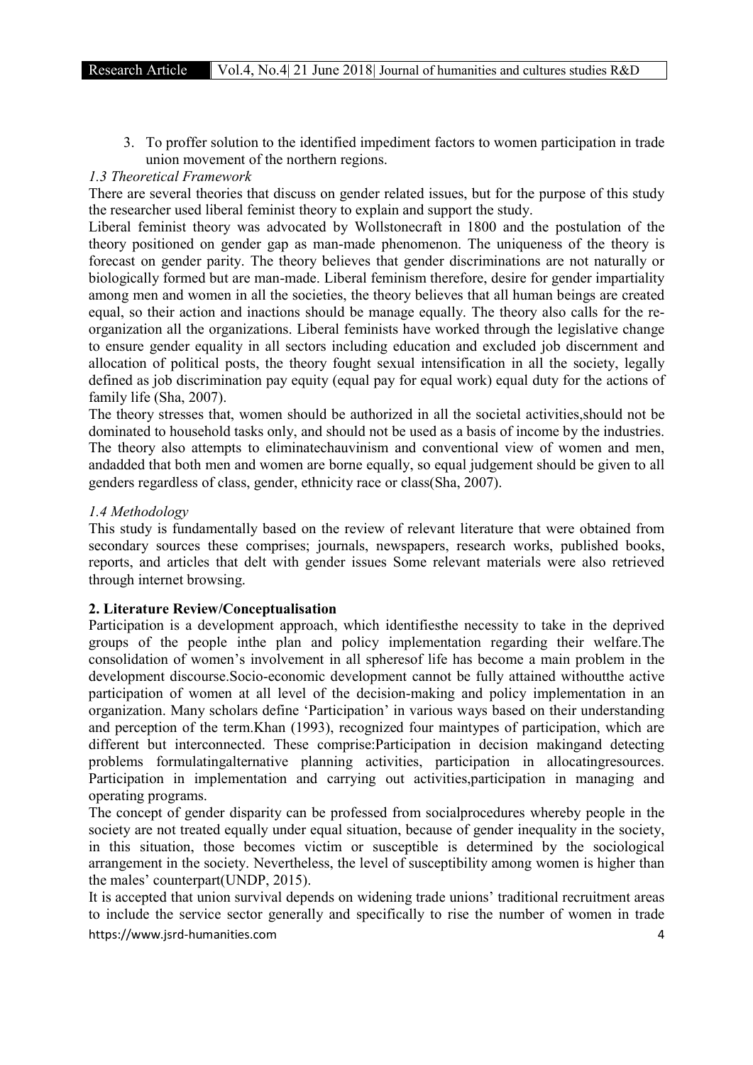3. To proffer solution to the identified impediment factors to women participation in trade union movement of the northern regions.

### *1.3 Theoretical Framework*

There are several theories that discuss on gender related issues, but for the purpose of this study the researcher used liberal feminist theory to explain and support the study.

Liberal feminist theory was advocated by Wollstonecraft in 1800 and the postulation of the theory positioned on gender gap as man-made phenomenon. The uniqueness of the theory is forecast on gender parity. The theory believes that gender discriminations are not naturally or biologically formed but are man-made. Liberal feminism therefore, desire for gender impartiality among men and women in all the societies, the theory believes that all human beings are created equal, so their action and inactions should be manage equally. The theory also calls for the re-organization all the organizations. Liberal feminists have worked through the legislative change to ensure gender equality in all sectors including education and excluded job discernment and allocation of political posts, the theory fought sexual intensification in all the society, legally defined as job discrimination pay equity (equal pay for equal work) equal duty for the actions of family life (Sha, 2007).

The theory stresses that, women should be authorized in all the societal activities,should not be dominated to household tasks only, and should not be used as a basis of income by the industries. The theory also attempts to eliminatechauvinism and conventional view of women and men, andadded that both men and women are borne equally, so equal judgement should be given to all genders regardless of class, gender, ethnicity race or class(Sha, 2007).

### *1.4 Methodology*

This study is fundamentally based on the review of relevant literature that were obtained from secondary sources these comprises; journals, newspapers, research works, published books, reports, and articles that delt with gender issues Some relevant materials were also retrieved through internet browsing.

## 2. Literature Review/Conceptualisation

Participation is a development approach, which identifiesthe necessity to take in the deprived groups of the people inthe plan and policy implementation regarding their welfare.The consolidation of women's involvement in all spheresof life has become a main problem in the development discourse.Socio-economic development cannot be fully attained withoutthe active participation of women at all level of the decision-making and policy implementation in an organization. Many scholars define 'Participation' in various ways based on their understanding and perception of the term.Khan (1993), recognized four maintypes of participation, which are different but interconnected. These comprise:Participation in decision makingand detecting problems formulatingalternative planning activities, participation in allocatingresources. Participation in implementation and carrying out activities,participation in managing and operating programs.

The concept of gender disparity can be professed from socialprocedures whereby people in the society are not treated equally under equal situation, because of gender inequality in the society, in this situation, those becomes victim or susceptible is determined by the sociological arrangement in the society. Nevertheless, the level of susceptibility among women is higher than the males' counterpart(UNDP, 2015).

It is accepted that union survival depends on widening trade unions' traditional recruitment areas to include the service sector generally and specifically to rise the number of women in trade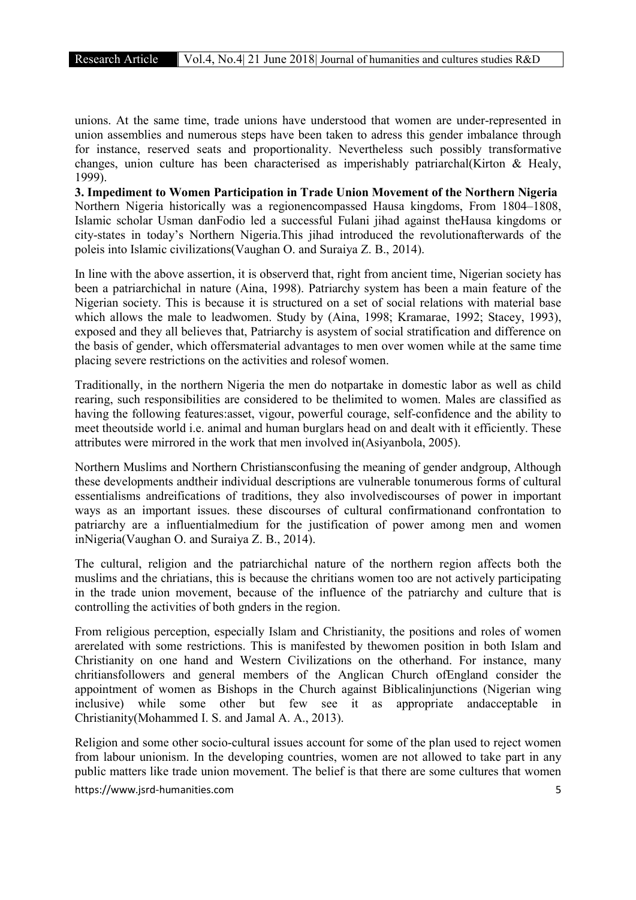unions. At the same time, trade unions have understood that women are under-represented in union assemblies and numerous steps have been taken to adress this gender imbalance through for instance, reserved seats and proportionality. Nevertheless such possibly transformative changes, union culture has been characterised as imperishably patriarchal(Kirton & Healy, 1999).

**3. Impediment to Women Participation in Trade Union Movement of the Northern Nigeria**

Northern Nigeria historically was a regionencompassed Hausa kingdoms, From 1804–1808, Islamic scholar Usman danFodio led a successful Fulani jihad against theHausa kingdoms or city-states in today's Northern Nigeria.This jihad introduced the revolutionafterwards of the poleis into Islamic civilizations(Vaughan O. and Suraiya Z. B., 2014).

In line with the above assertion, it is observerd that, right from ancient time, Nigerian society has been a patriarchichal in nature (Aina, 1998). Patriarchy system has been a main feature of the Nigerian society. This is because it is structured on a set of social relations with material base which allows the male to leadwomen. Study by (Aina, 1998; Kramarae, 1992; Stacey, 1993), exposed and they all believes that, Patriarchy is asystem of social stratification and difference on the basis of gender, which offersmaterial advantages to men over women while at the same time placing severe restrictions on the activities and rolesof women.

Traditionally, in the northern Nigeria the men do notpartake in domestic labor as well as child rearing, such responsibilities are considered to be thelimited to women. Males are classified as having the following features:asset, vigour, powerful courage, self-confidence and the ability to meet theoutside world i.e. animal and human burglars head on and dealt with it efficiently. These attributes were mirrored in the work that men involved in(Asiyanbola, 2005).

Northern Muslims and Northern Christiansconfusing the meaning of gender andgroup, Although these developments andtheir individual descriptions are vulnerable tonumerous forms of cultural essentialisms andreifications of traditions, they also involvediscourses of power in important ways as an important issues. these discourses of cultural confirmationand confrontation to patriarchy are a influentialmedium for the justification of power among men and women inNigeria(Vaughan O. and Suraiya Z. B., 2014).

The cultural, religion and the patriarchichal nature of the northern region affects both the muslims and the chriatians, this is because the chritians women too are not actively participating in the trade union movement, because of the influence of the patriarchy and culture that is controlling the activities of both gnders in the region.

From religious perception, especially Islam and Christianity, the positions and roles of women arerelated with some restrictions. This is manifested by thewomen position in both Islam and Christianity on one hand and Western Civilizations on the otherhand. For instance, many chritiansfollowers and general members of the Anglican Church ofEngland consider the appointment of women as Bishops in the Church against Biblicalinjunctions (Nigerian wing inclusive) while some other but few see it as appropriate andacceptable in Christianity(Mohammed I. S. and Jamal A. A., 2013).

Religion and some other socio-cultural issues account for some of the plan used to reject women from labour unionism. In the developing countries, women are not allowed to take part in any public matters like trade union movement. The belief is that there are some cultures that women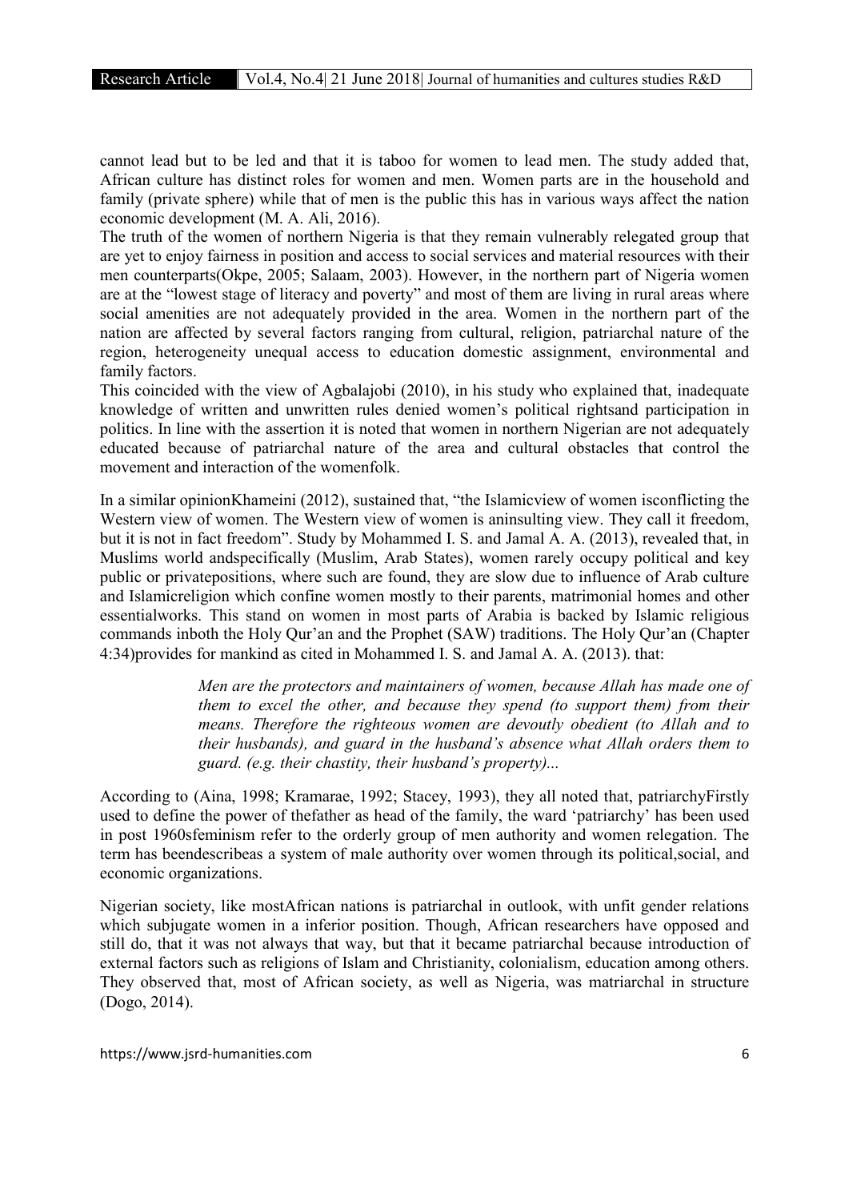cannot lead but to be led and that it is taboo for women to lead men. The study added that, African culture has distinct roles for women and men. Women parts are in the household and family (private sphere) while that of men is the public this has in various ways affect the nation economic development (M. A. Ali, 2016).

The truth of the women of northern Nigeria is that they remain vulnerably relegated group that are yet to enjoy fairness in position and access to social services and material resources with their men counterparts(Okpe, 2005; Salaam, 2003). However, in the northern part of Nigeria women are at the "lowest stage of literacy and poverty" and most of them are living in rural areas where social amenities are not adequately provided in the area. Women in the northern part of the nation are affected by several factors ranging from cultural, religion, patriarchal nature of the region, heterogeneity unequal access to education domestic assignment, environmental and family factors.

This coincided with the view of Agbalajobi (2010), in his study who explained that, inadequate knowledge of written and unwritten rules denied women's political rightsand participation in politics. In line with the assertion it is noted that women in northern Nigerian are not adequately educated because of patriarchal nature of the area and cultural obstacles that control the movement and interaction of the womenfolk.

In a similar opinionKhameini (2012), sustained that, "the Islamicview of women isconflicting the Western view of women. The Western view of women is aninsulting view. They call it freedom, but it is not in fact freedom". Study by Mohammed I. S. and Jamal A. A. (2013), revealed that, in Muslims world andspecifically (Muslim, Arab States), women rarely occupy political and key public or privatepositions, where such are found, they are slow due to influence of Arab culture and Islamicreligion which confine women mostly to their parents, matrimonial homes and other essentialworks. This stand on women in most parts of Arabia is backed by Islamic religious commands inboth the Holy Qur'an and the Prophet (SAW) traditions. The Holy Qur'an (Chapter 4:34)provides for mankind as cited in Mohammed I. S. and Jamal A. A. (2013). that:

> *Men are the protectors and maintainers of women, because Allah has made one of them to excel the other, and because they spend (to support them) from their means. Therefore the righteous women are devoutly obedient (to Allah and to their husbands), and guard in the husband's absence what Allah orders them to guard. (e.g. their chastity, their husband's property)...*

According to (Aina, 1998; Kramarae, 1992; Stacey, 1993), they all noted that, patriarchyFirstly used to define the power of thefather as head of the family, the ward 'patriarchy' has been used in post 1960sfeminism refer to the orderly group of men authority and women relegation. The term has beendescribeas a system of male authority over women through its political,social, and economic organizations.

Nigerian society, like mostAfrican nations is patriarchal in outlook, with unfit gender relations which subjugate women in a inferior position. Though, African researchers have opposed and still do, that it was not always that way, but that it became patriarchal because introduction of external factors such as religions of Islam and Christianity, colonialism, education among others. They observed that, most of African society, as well as Nigeria, was matriarchal in structure (Dogo, 2014).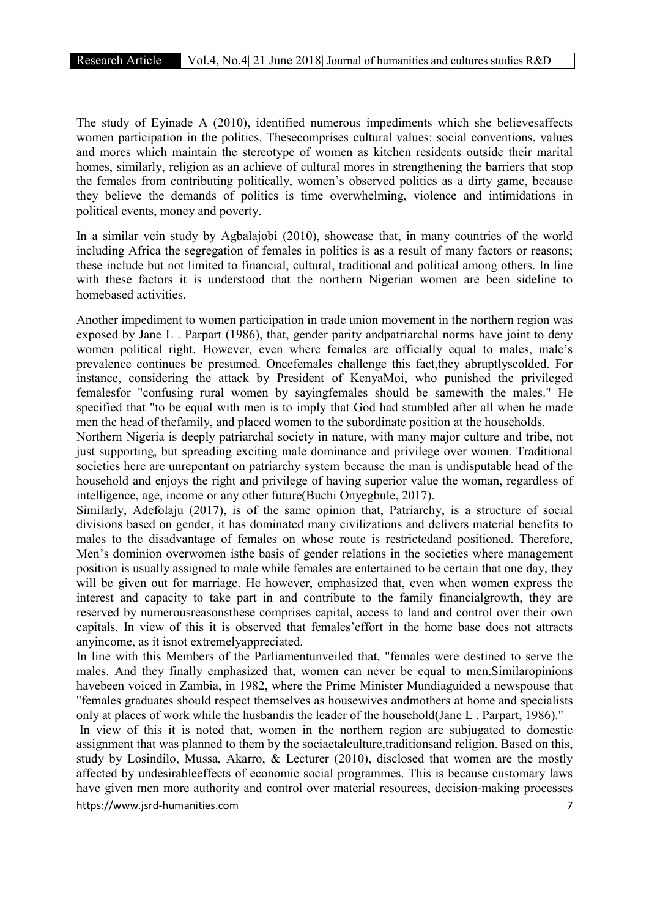The study of Eyinade A (2010), identified numerous impediments which she believesaffects women participation in the politics. Thesecomprises cultural values: social conventions, values and mores which maintain the stereotype of women as kitchen residents outside their marital homes, similarly, religion as an achieve of cultural mores in strengthening the barriers that stop the females from contributing politically, women's observed politics as a dirty game, because they believe the demands of politics is time overwhelming, violence and intimidations in political events, money and poverty.

In a similar vein study by Agbalajobi (2010), showcase that, in many countries of the world including Africa the segregation of females in politics is as a result of many factors or reasons; these include but not limited to financial, cultural, traditional and political among others. In line with these factors it is understood that the northern Nigerian women are been sideline to homebased activities.

Another impediment to women participation in trade union movement in the northern region was exposed by Jane L . Parpart (1986), that, gender parity andpatriarchal norms have joint to deny women political right. However, even where females are officially equal to males, male's prevalence continues be presumed. Oncefemales challenge this fact,they abruptlyscolded. For instance, considering the attack by President of KenyaMoi, who punished the privileged femalesfor "confusing rural women by sayingfemales should be samewith the males." He specified that "to be equal with men is to imply that God had stumbled after all when he made men the head of thefamily, and placed women to the subordinate position at the households.

Northern Nigeria is deeply patriarchal society in nature, with many major culture and tribe, not just supporting, but spreading exciting male dominance and privilege over women. Traditional societies here are unrepentant on patriarchy system because the man is undisputable head of the household and enjoys the right and privilege of having superior value the woman, regardless of intelligence, age, income or any other future(Buchi Onyegbule, 2017).

Similarly, Adefolaju (2017), is of the same opinion that, Patriarchy, is a structure of social divisions based on gender, it has dominated many civilizations and delivers material benefits to males to the disadvantage of females on whose route is restrictedand positioned. Therefore, Men's dominion overwomen isthe basis of gender relations in the societies where management position is usually assigned to male while females are entertained to be certain that one day, they will be given out for marriage. He however, emphasized that, even when women express the interest and capacity to take part in and contribute to the family financialgrowth, they are reserved by numerousreasonsthese comprises capital, access to land and control over their own capitals. In view of this it is observed that females'effort in the home base does not attracts anyincome, as it isnot extremelyappreciated.

In line with this Members of the Parliamentunveiled that, "females were destined to serve the males. And they finally emphasized that, women can never be equal to men.Similaropinions havebeen voiced in Zambia, in 1982, where the Prime Minister Mundiaguided a newspouse that "females graduates should respect themselves as housewives andmothers at home and specialists only at places of work while the husbandis the leader of the household(Jane L . Parpart, 1986)."

In view of this it is noted that, women in the northern region are subjugated to domestic assignment that was planned to them by the sociaetalculture,traditionsand religion. Based on this, study by Losindilo, Mussa, Akarro, & Lecturer (2010), disclosed that women are the mostly affected by undesirableeffects of economic social programmes. This is because customary laws have given men more authority and control over material resources, decision-making processes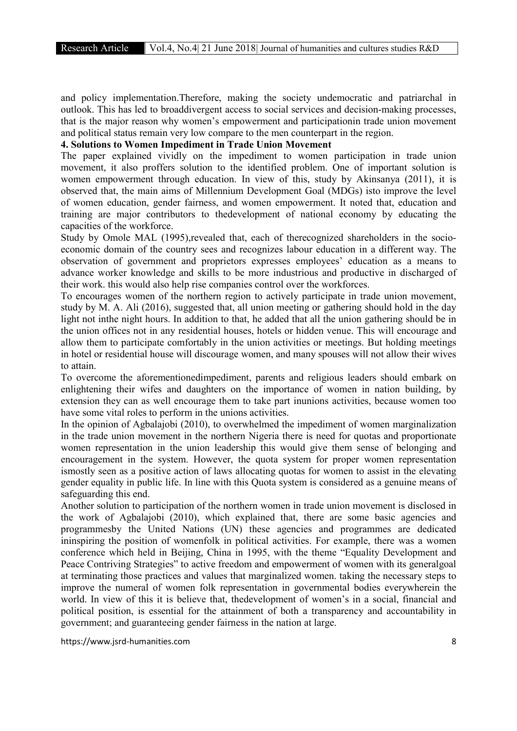and policy implementation.Therefore, making the society undemocratic and patriarchal in outlook. This has led to broaddivergent access to social services and decision-making processes, that is the major reason why women's empowerment and participationin trade union movement and political status remain very low compare to the men counterpart in the region.

**4. Solutions to Women Impediment in Trade Union Movement**

The paper explained vividly on the impediment to women participation in trade union movement, it also proffers solution to the identified problem. One of important solution is women empowerment through education. In view of this, study by Akinsanya (2011), it is observed that, the main aims of Millennium Development Goal (MDGs) isto improve the level of women education, gender fairness, and women empowerment. It noted that, education and training are major contributors to thedevelopment of national economy by educating the capacities of the workforce.

Study by Omole MAL (1995),revealed that, each of therecognized shareholders in the socio-economic domain of the country sees and recognizes labour education in a different way. The observation of government and proprietors expresses employees' education as a means to advance worker knowledge and skills to be more industrious and productive in discharged of their work. this would also help rise companies control over the workforces.

To encourages women of the northern region to actively participate in trade union movement, study by M. A. Ali (2016), suggested that, all union meeting or gathering should hold in the day light not inthe night hours. In addition to that, he added that all the union gathering should be in the union offices not in any residential houses, hotels or hidden venue. This will encourage and allow them to participate comfortably in the union activities or meetings. But holding meetings in hotel or residential house will discourage women, and many spouses will not allow their wives to attain.

To overcome the aforementionedimpediment, parents and religious leaders should embark on enlightening their wifes and daughters on the importance of women in nation building, by extension they can as well encourage them to take part inunions activities, because women too have some vital roles to perform in the unions activities.

In the opinion of Agbalajobi (2010), to overwhelmed the impediment of women marginalization in the trade union movement in the northern Nigeria there is need for quotas and proportionate women representation in the union leadership this would give them sense of belonging and encouragement in the system. However, the quota system for proper women representation ismostly seen as a positive action of laws allocating quotas for women to assist in the elevating gender equality in public life. In line with this Quota system is considered as a genuine means of safeguarding this end.

Another solution to participation of the northern women in trade union movement is disclosed in the work of Agbalajobi (2010), which explained that, there are some basic agencies and programmesby the United Nations (UN) these agencies and programmes are dedicated ininspiring the position of womenfolk in political activities. For example, there was a women conference which held in Beijing, China in 1995, with the theme "Equality Development and Peace Contriving Strategies" to active freedom and empowerment of women with its generalgoal at terminating those practices and values that marginalized women. taking the necessary steps to improve the numeral of women folk representation in governmental bodies everywherein the world. In view of this it is believe that, thedevelopment of women's in a social, financial and political position, is essential for the attainment of both a transparency and accountability in government; and guaranteeing gender fairness in the nation at large.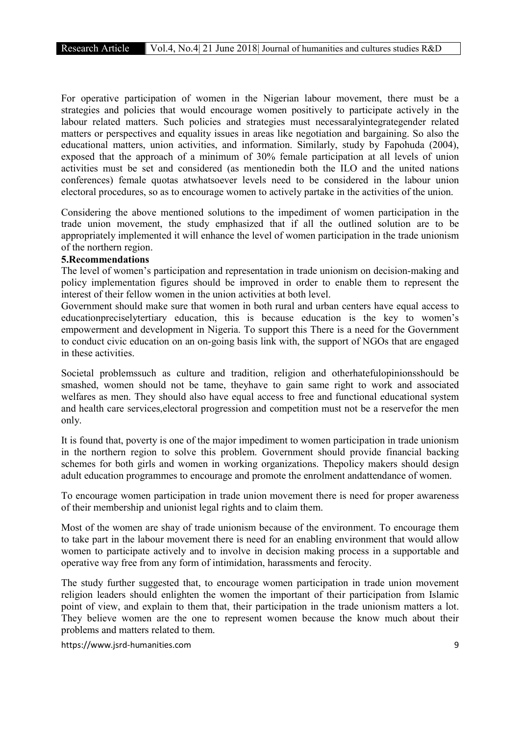For operative participation of women in the Nigerian labour movement, there must be a strategies and policies that would encourage women positively to participate actively in the labour related matters. Such policies and strategies must necessaralyintegrategender related matters or perspectives and equality issues in areas like negotiation and bargaining. So also the educational matters, union activities, and information. Similarly, study by Fapohuda (2004), exposed that the approach of a minimum of 30% female participation at all levels of union activities must be set and considered (as mentionedin both the ILO and the united nations conferences) female quotas atwhatsoever levels need to be considered in the labour union electoral procedures, so as to encourage women to actively partake in the activities of the union.

Considering the above mentioned solutions to the impediment of women participation in the trade union movement, the study emphasized that if all the outlined solution are to be appropriately implemented it will enhance the level of women participation in the trade unionism of the northern region.

## 5.Recommendations

The level of women's participation and representation in trade unionism on decision-making and policy implementation figures should be improved in order to enable them to represent the interest of their fellow women in the union activities at both level.

Government should make sure that women in both rural and urban centers have equal access to educationpreciselytertiary education, this is because education is the key to women's empowerment and development in Nigeria. To support this There is a need for the Government to conduct civic education on an on-going basis link with, the support of NGOs that are engaged in these activities.

Societal problemssuch as culture and tradition, religion and otherhatefulopinionsshould be smashed, women should not be tame, theyhave to gain same right to work and associated welfares as men. They should also have equal access to free and functional educational system and health care services,electoral progression and competition must not be a reservefor the men only.

It is found that, poverty is one of the major impediment to women participation in trade unionism in the northern region to solve this problem. Government should provide financial backing schemes for both girls and women in working organizations. Thepolicy makers should design adult education programmes to encourage and promote the enrolment andattendance of women.

To encourage women participation in trade union movement there is need for proper awareness of their membership and unionist legal rights and to claim them.

Most of the women are shay of trade unionism because of the environment. To encourage them to take part in the labour movement there is need for an enabling environment that would allow women to participate actively and to involve in decision making process in a supportable and operative way free from any form of intimidation, harassments and ferocity.

The study further suggested that, to encourage women participation in trade union movement religion leaders should enlighten the women the important of their participation from Islamic point of view, and explain to them that, their participation in the trade unionism matters a lot. They believe women are the one to represent women because the know much about their problems and matters related to them.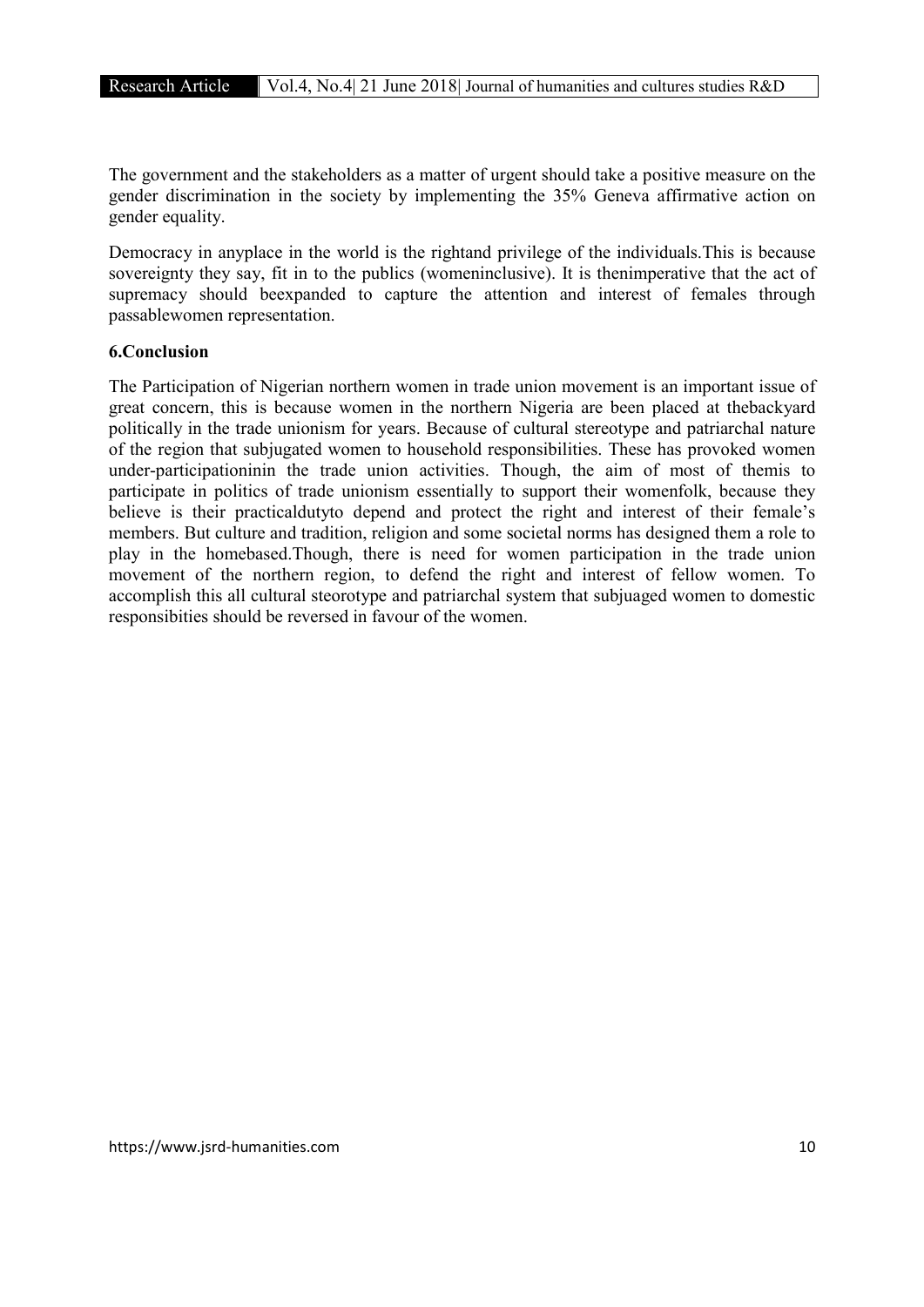The government and the stakeholders as a matter of urgent should take a positive measure on the gender discrimination in the society by implementing the 35% Geneva affirmative action on gender equality.

Democracy in anyplace in the world is the rightand privilege of the individuals.This is because sovereignty they say, fit in to the publics (womeninclusive). It is thenimperative that the act of supremacy should beexpanded to capture the attention and interest of females through passablewomen representation.

**6.Conclusion**

The Participation of Nigerian northern women in trade union movement is an important issue of great concern, this is because women in the northern Nigeria are been placed at thebackyard politically in the trade unionism for years. Because of cultural stereotype and patriarchal nature of the region that subjugated women to household responsibilities. These has provoked women under-participationinin the trade union activities. Though, the aim of most of themis to participate in politics of trade unionism essentially to support their womenfolk, because they believe is their practicaldutyto depend and protect the right and interest of their female's members. But culture and tradition, religion and some societal norms has designed them a role to play in the homebased.Though, there is need for women participation in the trade union movement of the northern region, to defend the right and interest of fellow women. To accomplish this all cultural steorotype and patriarchal system that subjuaged women to domestic responsibities should be reversed in favour of the women.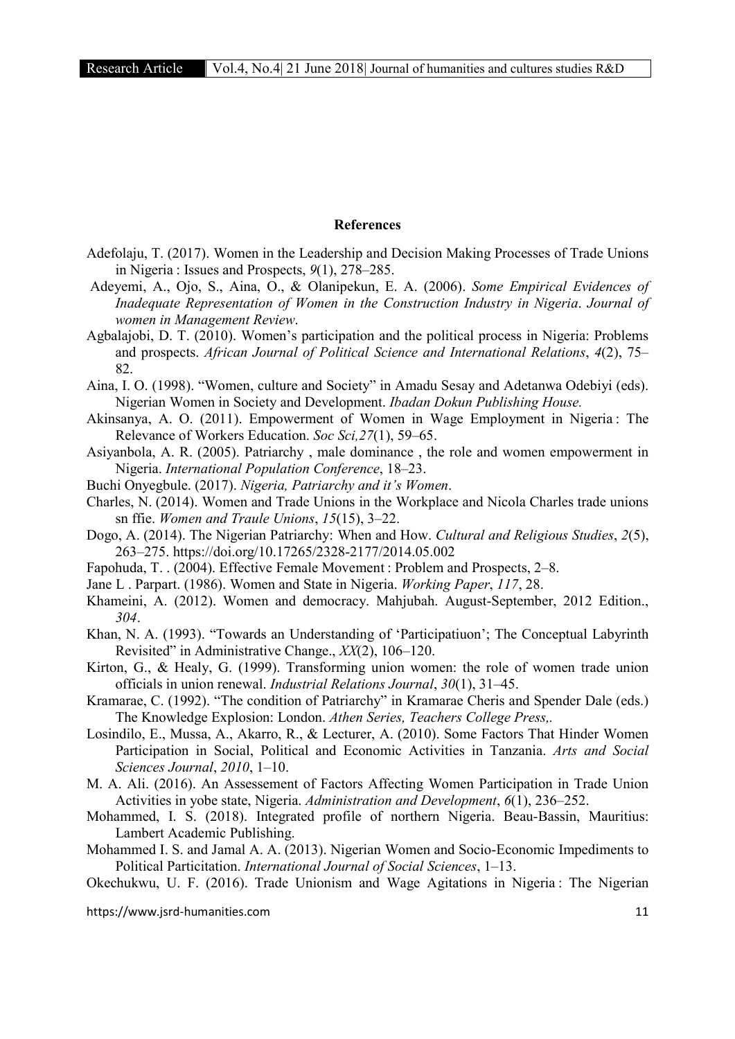## References

Adefolaju, T. (2017). Women in the Leadership and Decision Making Processes of Trade Unions in Nigeria : Issues and Prospects, *9*(1), 278–285.

Adeyemi, A., Ojo, S., Aina, O., & Olanipekun, E. A. (2006). *Some Empirical Evidences of Inadequate Representation of Women in the Construction Industry in Nigeria*. *Journal of women in Management Review*.

Agbalajobi, D. T. (2010). Women's participation and the political process in Nigeria: Problems and prospects. *African Journal of Political Science and International Relations*, *4*(2), 75–82.

Aina, I. O. (1998). "Women, culture and Society" in Amadu Sesay and Adetanwa Odebiyi (eds). Nigerian Women in Society and Development. *Ibadan Dokun Publishing House.*

Akinsanya, A. O. (2011). Empowerment of Women in Wage Employment in Nigeria : The Relevance of Workers Education. *Soc Sci,27*(1), 59–65.

Asiyanbola, A. R. (2005). Patriarchy , male dominance , the role and women empowerment in Nigeria. *International Population Conference*, 18–23.

Buchi Onyegbule. (2017). *Nigeria, Patriarchy and it's Women*.

Charles, N. (2014). Women and Trade Unions in the Workplace and Nicola Charles trade unions sn ffie. *Women and Traule Unions*, *15*(15), 3–22.

Dogo, A. (2014). The Nigerian Patriarchy: When and How. *Cultural and Religious Studies*, *2*(5), 263–275. https://doi.org/10.17265/2328-2177/2014.05.002

Fapohuda, T. . (2004). Effective Female Movement : Problem and Prospects, 2–8.

Jane L . Parpart. (1986). Women and State in Nigeria. *Working Paper*, *117*, 28.

Khameini, A. (2012). Women and democracy. Mahjubah. August-September, 2012 Edition., *304*.

Khan, N. A. (1993). "Towards an Understanding of 'Participatiuon'; The Conceptual Labyrinth Revisited" in Administrative Change., *XX*(2), 106–120.

Kirton, G., & Healy, G. (1999). Transforming union women: the role of women trade union officials in union renewal. *Industrial Relations Journal*, *30*(1), 31–45.

Kramarae, C. (1992). "The condition of Patriarchy" in Kramarae Cheris and Spender Dale (eds.) The Knowledge Explosion: London. *Athen Series, Teachers College Press,.*

Losindilo, E., Mussa, A., Akarro, R., & Lecturer, A. (2010). Some Factors That Hinder Women Participation in Social, Political and Economic Activities in Tanzania. *Arts and Social Sciences Journal*, *2010*, 1–10.

M. A. Ali. (2016). An Assessement of Factors Affecting Women Participation in Trade Union Activities in yobe state, Nigeria. *Administration and Development*, *6*(1), 236–252.

Mohammed, I. S. (2018). Integrated profile of northern Nigeria. Beau-Bassin, Mauritius: Lambert Academic Publishing.

Mohammed I. S. and Jamal A. A. (2013). Nigerian Women and Socio-Economic Impediments to Political Particitation. *International Journal of Social Sciences*, 1–13.

Okechukwu, U. F. (2016). Trade Unionism and Wage Agitations in Nigeria : The Nigerian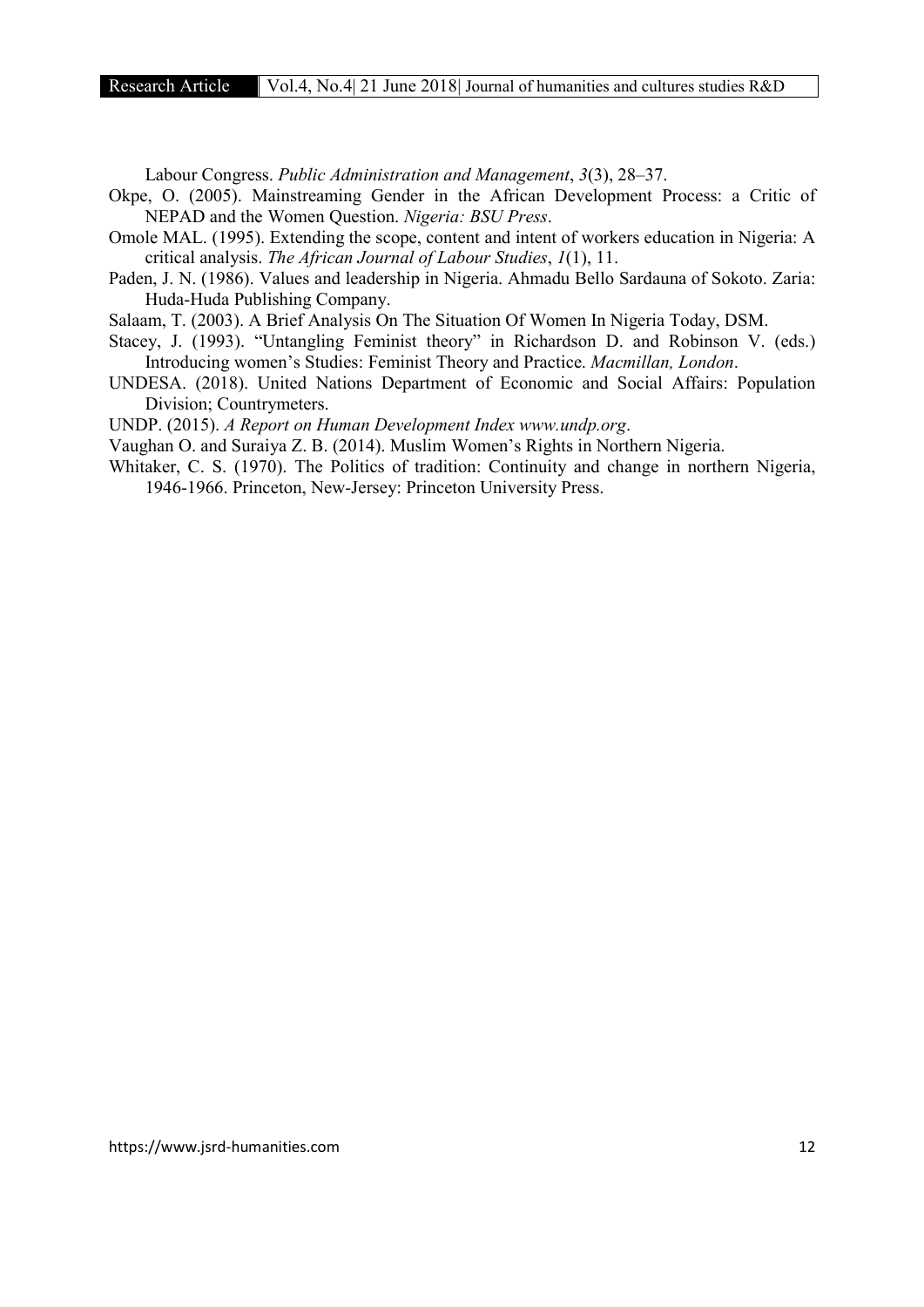Labour Congress. *Public Administration and Management*, *3*(3), 28–37.

Okpe, O. (2005). Mainstreaming Gender in the African Development Process: a Critic of NEPAD and the Women Question. *Nigeria: BSU Press*.

Omole MAL. (1995). Extending the scope, content and intent of workers education in Nigeria: A critical analysis. *The African Journal of Labour Studies*, *1*(1), 11.

Paden, J. N. (1986). Values and leadership in Nigeria. Ahmadu Bello Sardauna of Sokoto. Zaria: Huda-Huda Publishing Company.

Salaam, T. (2003). A Brief Analysis On The Situation Of Women In Nigeria Today, DSM.

Stacey, J. (1993). "Untangling Feminist theory" in Richardson D. and Robinson V. (eds.) Introducing women's Studies: Feminist Theory and Practice. *Macmillan, London*.

UNDESA. (2018). United Nations Department of Economic and Social Affairs: Population Division; Countrymeters.

UNDP. (2015). *A Report on Human Development Index www.undp.org*.

Vaughan O. and Suraiya Z. B. (2014). Muslim Women's Rights in Northern Nigeria.

Whitaker, C. S. (1970). The Politics of tradition: Continuity and change in northern Nigeria, 1946-1966. Princeton, New-Jersey: Princeton University Press.